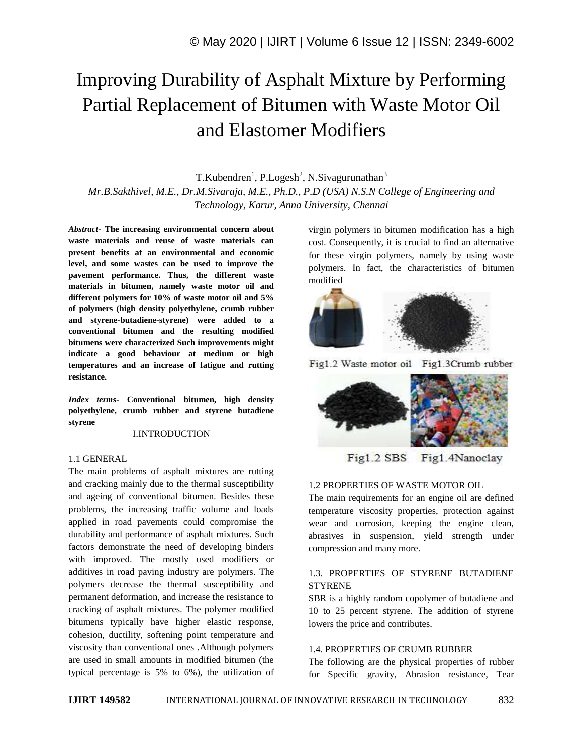# Improving Durability of Asphalt Mixture by Performing Partial Replacement of Bitumen with Waste Motor Oil and Elastomer Modifiers

T.Kubendren[1], P.Logesh[2], N.Sivagurunathan[3]

*Mr.B.Sakthivel, M.E., Dr.M.Sivaraja, M.E., Ph.D., P.D (USA) N.S.N College of Engineering and Technology, Karur, Anna University, Chennai*

***Abstract*- The increasing environmental concern about waste materials and reuse of waste materials can present benefits at an environmental and economic level, and some wastes can be used to improve the pavement performance. Thus, the different waste materials in bitumen, namely waste motor oil and different polymers for 10% of waste motor oil and 5% of polymers (high density polyethylene, crumb rubber and styrene-butadiene-styrene) were added to a conventional bitumen and the resulting modified bitumens were characterized Such improvements might indicate a good behaviour at medium or high temperatures and an increase of fatigue and rutting resistance.**

***Index terms*- Conventional bitumen, high density polyethylene, crumb rubber and styrene butadiene styrene**

## I.INTRODUCTION

### 1.1 GENERAL

The main problems of asphalt mixtures are rutting and cracking mainly due to the thermal susceptibility and ageing of conventional bitumen. Besides these problems, the increasing traffic volume and loads applied in road pavements could compromise the durability and performance of asphalt mixtures. Such factors demonstrate the need of developing binders with improved. The mostly used modifiers or additives in road paving industry are polymers. The polymers decrease the thermal susceptibility and permanent deformation, and increase the resistance to cracking of asphalt mixtures. The polymer modified bitumens typically have higher elastic response, cohesion, ductility, softening point temperature and viscosity than conventional ones .Although polymers are used in small amounts in modified bitumen (the typical percentage is 5% to 6%), the utilization of virgin polymers in bitumen modification has a high cost. Consequently, it is crucial to find an alternative for these virgin polymers, namely by using waste polymers. In fact, the characteristics of bitumen modified

Fig1.2 Waste motor oil Fig1.3Crumb rubber

Fig1.2 SBS Fig1.4Nanoclay

### 1.2 PROPERTIES OF WASTE MOTOR OIL

The main requirements for an engine oil are defined temperature viscosity properties, protection against wear and corrosion, keeping the engine clean, abrasives in suspension, yield strength under compression and many more.

### 1.3. PROPERTIES OF STYRENE BUTADIENE STYRENE

SBR is a highly random copolymer of butadiene and 10 to 25 percent styrene. The addition of styrene lowers the price and contributes.

### 1.4. PROPERTIES OF CRUMB RUBBER

The following are the physical properties of rubber for Specific gravity, Abrasion resistance, Tear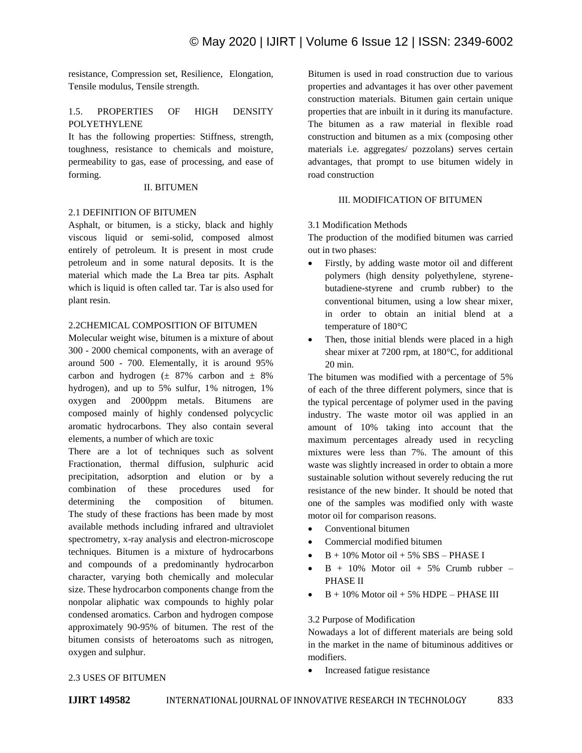resistance, Compression set, Resilience, Elongation, Tensile modulus, Tensile strength.

### 1.5. PROPERTIES OF HIGH DENSITY POLYETHYLENE

It has the following properties: Stiffness, strength, toughness, resistance to chemicals and moisture, permeability to gas, ease of processing, and ease of forming.

## II. BITUMEN

### 2.1 DEFINITION OF BITUMEN

Asphalt, or bitumen, is a sticky, black and highly viscous liquid or semi-solid, composed almost entirely of petroleum. It is present in most crude petroleum and in some natural deposits. It is the material which made the La Brea tar pits. Asphalt which is liquid is often called tar. Tar is also used for plant resin.

### 2.2CHEMICAL COMPOSITION OF BITUMEN

Molecular weight wise, bitumen is a mixture of about 300 - 2000 chemical components, with an average of around 500 - 700. Elementally, it is around 95% carbon and hydrogen (± 87% carbon and ± 8% hydrogen), and up to 5% sulfur, 1% nitrogen, 1% oxygen and 2000ppm metals. Bitumens are composed mainly of highly condensed polycyclic aromatic hydrocarbons. They also contain several elements, a number of which are toxic

There are a lot of techniques such as solvent Fractionation, thermal diffusion, sulphuric acid precipitation, adsorption and elution or by a combination of these procedures used for determining the composition of bitumen. The study of these fractions has been made by most available methods including infrared and ultraviolet spectrometry, x-ray analysis and electron-microscope techniques. Bitumen is a mixture of hydrocarbons and compounds of a predominantly hydrocarbon character, varying both chemically and molecular size. These hydrocarbon components change from the nonpolar aliphatic wax compounds to highly polar condensed aromatics. Carbon and hydrogen compose approximately 90-95% of bitumen. The rest of the bitumen consists of heteroatoms such as nitrogen, oxygen and sulphur.

### 2.3 USES OF BITUMEN

Bitumen is used in road construction due to various properties and advantages it has over other pavement construction materials. Bitumen gain certain unique properties that are inbuilt in it during its manufacture. The bitumen as a raw material in flexible road construction and bitumen as a mix (composing other materials i.e. aggregates/ pozzolans) serves certain advantages, that prompt to use bitumen widely in road construction

## III. MODIFICATION OF BITUMEN

### 3.1 Modification Methods

The production of the modified bitumen was carried out in two phases:

- Firstly, by adding waste motor oil and different polymers (high density polyethylene, styrene-butadiene-styrene and crumb rubber) to the conventional bitumen, using a low shear mixer, in order to obtain an initial blend at a temperature of 180°C
- Then, those initial blends were placed in a high shear mixer at 7200 rpm, at 180°C, for additional 20 min.

The bitumen was modified with a percentage of 5% of each of the three different polymers, since that is the typical percentage of polymer used in the paving industry. The waste motor oil was applied in an amount of 10% taking into account that the maximum percentages already used in recycling mixtures were less than 7%. The amount of this waste was slightly increased in order to obtain a more sustainable solution without severely reducing the rut resistance of the new binder. It should be noted that one of the samples was modified only with waste motor oil for comparison reasons.

- Conventional bitumen
- Commercial modified bitumen
- B + 10% Motor oil + 5% SBS – PHASE I
- B + 10% Motor oil + 5% Crumb rubber – PHASE II
- B + 10% Motor oil + 5% HDPE – PHASE III

### 3.2 Purpose of Modification

Nowadays a lot of different materials are being sold in the market in the name of bituminous additives or modifiers.

- Increased fatigue resistance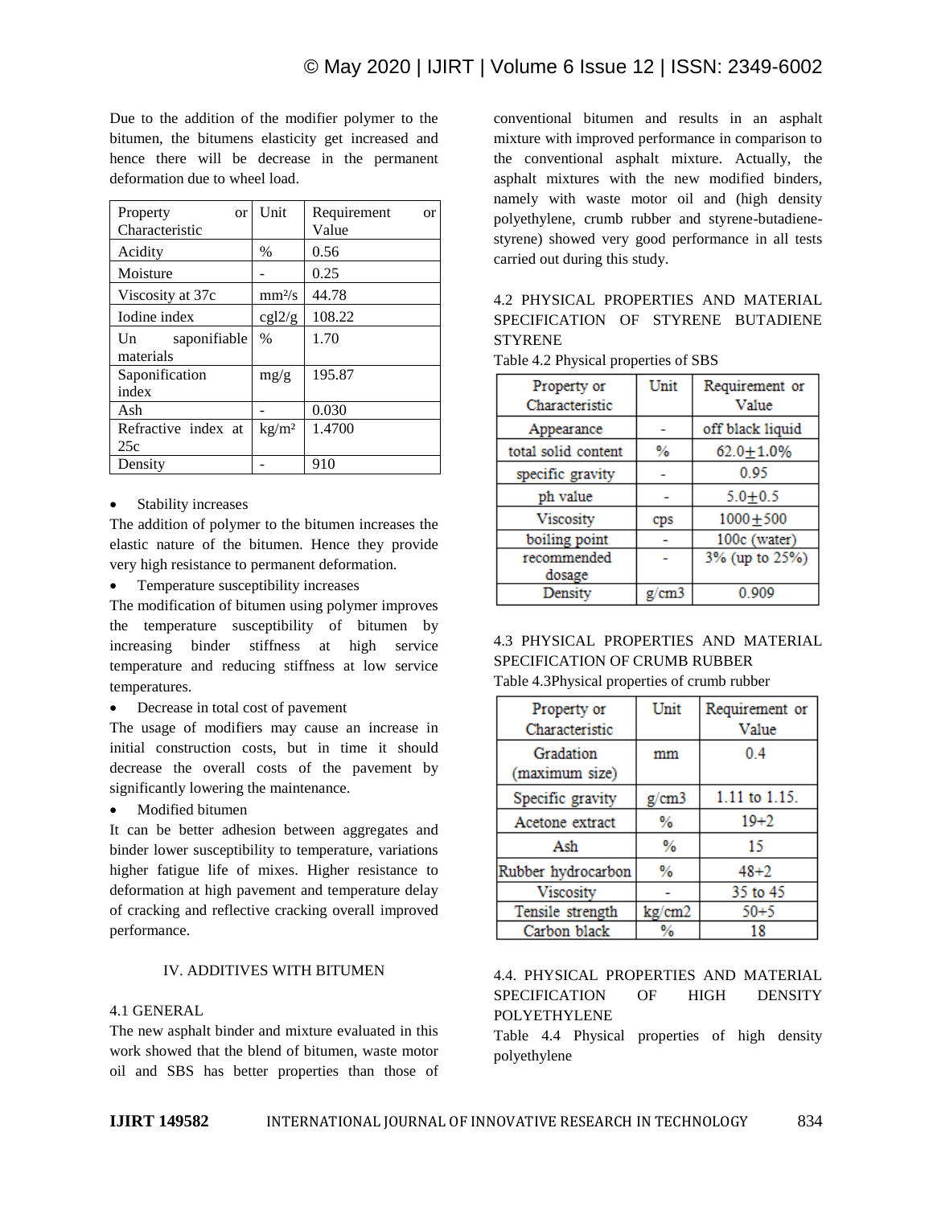Due to the addition of the modifier polymer to the bitumen, the bitumens elasticity get increased and hence there will be decrease in the permanent deformation due to wheel load.

| Property or Characteristic | Unit | Requirement or Value |
|---|---|---|
| Acidity | % | 0.56 |
| Moisture | - | 0.25 |
| Viscosity at 37c | mm²/s | 44.78 |
| Iodine index | cgl2/g | 108.22 |
| Un saponifiable materials | % | 1.70 |
| Saponification index | mg/g | 195.87 |
| Ash | - | 0.030 |
| Refractive index at 25c | kg/m² | 1.4700 |
| Density | - | 910 |

- Stability increases

The addition of polymer to the bitumen increases the elastic nature of the bitumen. Hence they provide very high resistance to permanent deformation.

- Temperature susceptibility increases

The modification of bitumen using polymer improves the temperature susceptibility of bitumen by increasing binder stiffness at high service temperature and reducing stiffness at low service temperatures.

- Decrease in total cost of pavement

The usage of modifiers may cause an increase in initial construction costs, but in time it should decrease the overall costs of the pavement by significantly lowering the maintenance.

- Modified bitumen

It can be better adhesion between aggregates and binder lower susceptibility to temperature, variations higher fatigue life of mixes. Higher resistance to deformation at high pavement and temperature delay of cracking and reflective cracking overall improved performance.

## IV. ADDITIVES WITH BITUMEN

### 4.1 GENERAL

The new asphalt binder and mixture evaluated in this work showed that the blend of bitumen, waste motor oil and SBS has better properties than those of conventional bitumen and results in an asphalt mixture with improved performance in comparison to the conventional asphalt mixture. Actually, the asphalt mixtures with the new modified binders, namely with waste motor oil and (high density polyethylene, crumb rubber and styrene-butadiene-styrene) showed very good performance in all tests carried out during this study.

### 4.2 PHYSICAL PROPERTIES AND MATERIAL SPECIFICATION OF STYRENE BUTADIENE STYRENE

Table 4.2 Physical properties of SBS

| Property or Characteristic | Unit | Requirement or Value |
|---|---|---|
| Appearance | - | off black liquid |
| total solid content | % | 62.0±1.0% |
| specific gravity | - | 0.95 |
| ph value | - | 5.0±0.5 |
| Viscosity | cps | 1000±500 |
| boiling point | - | 100c (water) |
| recommended dosage | - | 3% (up to 25%) |
| Density | g/cm3 | 0.909 |

### 4.3 PHYSICAL PROPERTIES AND MATERIAL SPECIFICATION OF CRUMB RUBBER

Table 4.3Physical properties of crumb rubber

| Property or Characteristic | Unit | Requirement or Value |
|---|---|---|
| Gradation (maximum size) | mm | 0.4 |
| Specific gravity | g/cm3 | 1.11 to 1.15. |
| Acetone extract | % | 19+2 |
| Ash | % | 15 |
| Rubber hydrocarbon | % | 48+2 |
| Viscosity | - | 35 to 45 |
| Tensile strength | kg/cm2 | 50+5 |
| Carbon black | % | 18 |

### 4.4. PHYSICAL PROPERTIES AND MATERIAL SPECIFICATION OF HIGH DENSITY POLYETHYLENE

Table 4.4 Physical properties of high density polyethylene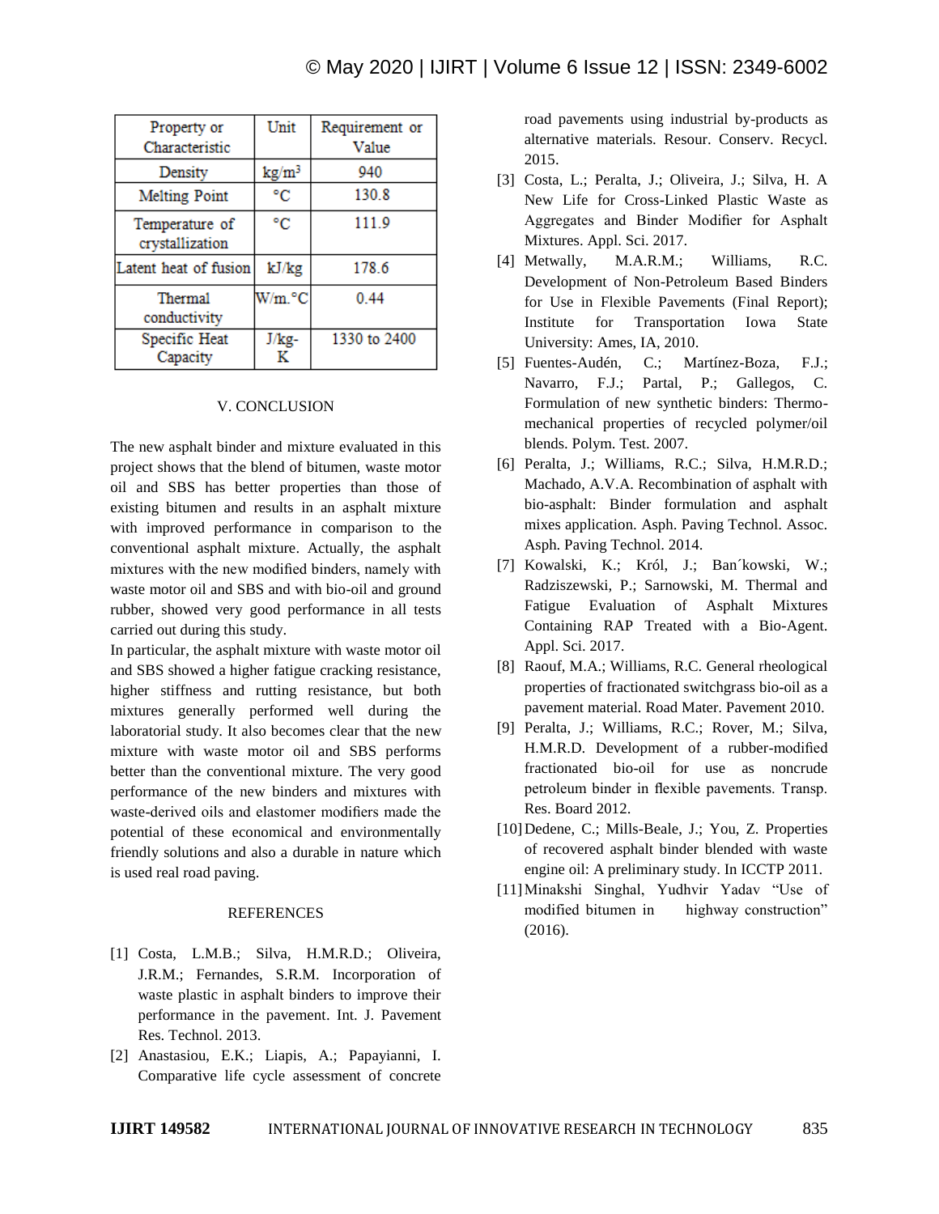| Property or Characteristic | Unit | Requirement or Value |
|---|---|---|
| Density | $kg/m^3$ | 940 |
| Melting Point | °C | 130.8 |
| Temperature of crystallization | °C | 111.9 |
| Latent heat of fusion | kJ/kg | 178.6 |
| Thermal conductivity | W/m.°C | 0.44 |
| Specific Heat Capacity | J/kg-K | 1330 to 2400 |

## V. CONCLUSION

The new asphalt binder and mixture evaluated in this project shows that the blend of bitumen, waste motor oil and SBS has better properties than those of existing bitumen and results in an asphalt mixture with improved performance in comparison to the conventional asphalt mixture. Actually, the asphalt mixtures with the new modified binders, namely with waste motor oil and SBS and with bio-oil and ground rubber, showed very good performance in all tests carried out during this study.

In particular, the asphalt mixture with waste motor oil and SBS showed a higher fatigue cracking resistance, higher stiffness and rutting resistance, but both mixtures generally performed well during the laboratorial study. It also becomes clear that the new mixture with waste motor oil and SBS performs better than the conventional mixture. The very good performance of the new binders and mixtures with waste-derived oils and elastomer modifiers made the potential of these economical and environmentally friendly solutions and also a durable in nature which is used real road paving.

## REFERENCES

[1] Costa, L.M.B.; Silva, H.M.R.D.; Oliveira, J.R.M.; Fernandes, S.R.M. Incorporation of waste plastic in asphalt binders to improve their performance in the pavement. Int. J. Pavement Res. Technol. 2013.

[2] Anastasiou, E.K.; Liapis, A.; Papayianni, I. Comparative life cycle assessment of concrete road pavements using industrial by-products as alternative materials. Resour. Conserv. Recycl. 2015.

[3] Costa, L.; Peralta, J.; Oliveira, J.; Silva, H. A New Life for Cross-Linked Plastic Waste as Aggregates and Binder Modifier for Asphalt Mixtures. Appl. Sci. 2017.

[4] Metwally, M.A.R.M.; Williams, R.C. Development of Non-Petroleum Based Binders for Use in Flexible Pavements (Final Report); Institute for Transportation Iowa State University: Ames, IA, 2010.

[5] Fuentes-Audén, C.; Martínez-Boza, F.J.; Navarro, F.J.; Partal, P.; Gallegos, C. Formulation of new synthetic binders: Thermo-mechanical properties of recycled polymer/oil blends. Polym. Test. 2007.

[6] Peralta, J.; Williams, R.C.; Silva, H.M.R.D.; Machado, A.V.A. Recombination of asphalt with bio-asphalt: Binder formulation and asphalt mixes application. Asph. Paving Technol. Assoc. Asph. Paving Technol. 2014.

[7] Kowalski, K.; Król, J.; Ban´kowski, W.; Radziszewski, P.; Sarnowski, M. Thermal and Fatigue Evaluation of Asphalt Mixtures Containing RAP Treated with a Bio-Agent. Appl. Sci. 2017.

[8] Raouf, M.A.; Williams, R.C. General rheological properties of fractionated switchgrass bio-oil as a pavement material. Road Mater. Pavement 2010.

[9] Peralta, J.; Williams, R.C.; Rover, M.; Silva, H.M.R.D. Development of a rubber-modified fractionated bio-oil for use as noncrude petroleum binder in flexible pavements. Transp. Res. Board 2012.

[10] Dedene, C.; Mills-Beale, J.; You, Z. Properties of recovered asphalt binder blended with waste engine oil: A preliminary study. In ICCTP 2011.

[11] Minakshi Singhal, Yudhvir Yadav "Use of modified bitumen in highway construction" (2016).